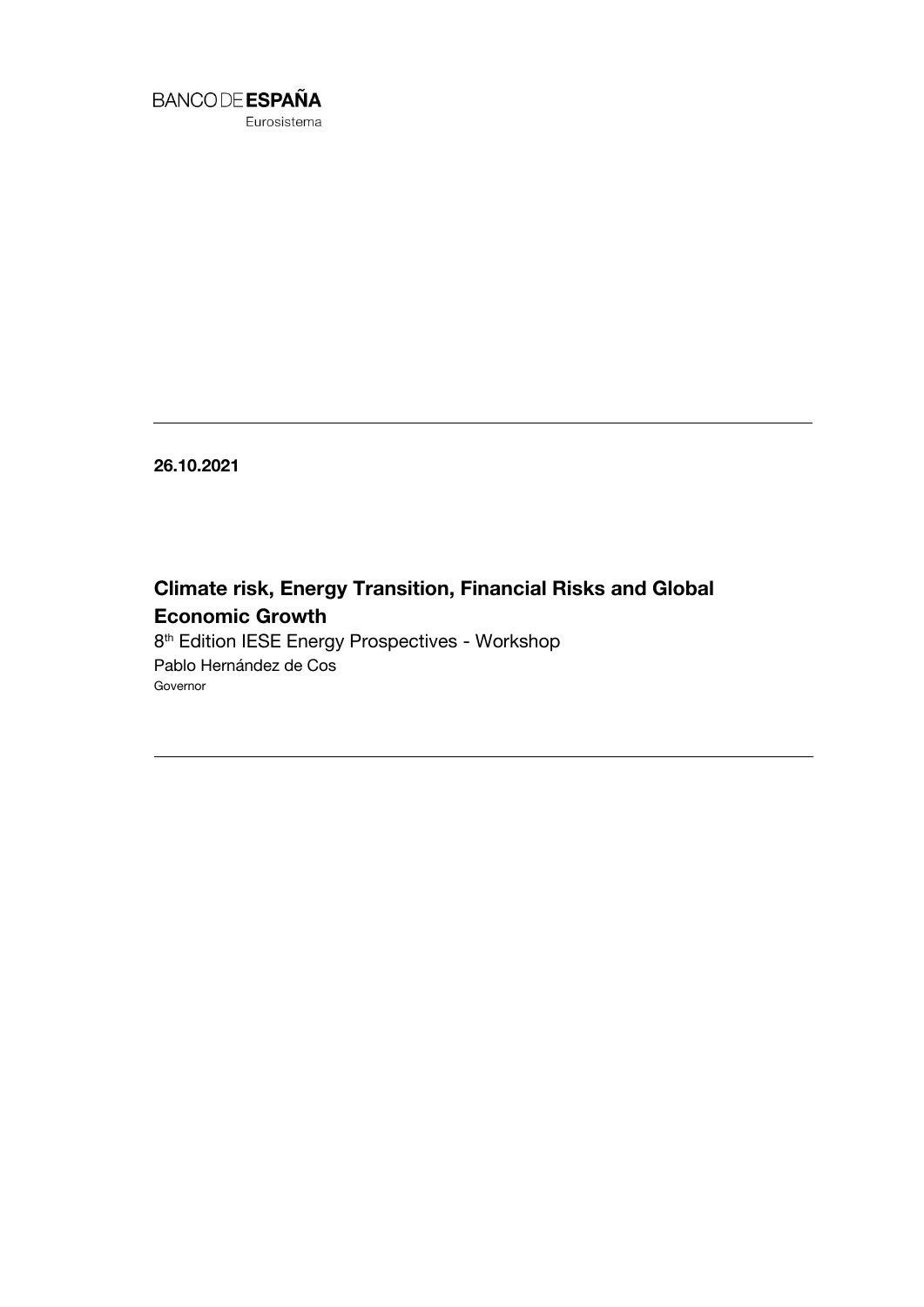BANCO DE **ESPAÑA**

Eurosistema

**26.10.2021**

# Climate risk, Energy Transition, Financial Risks and Global Economic Growth

8th Edition IESE Energy Prospectives - Workshop

Pablo Hernández de Cos

Governor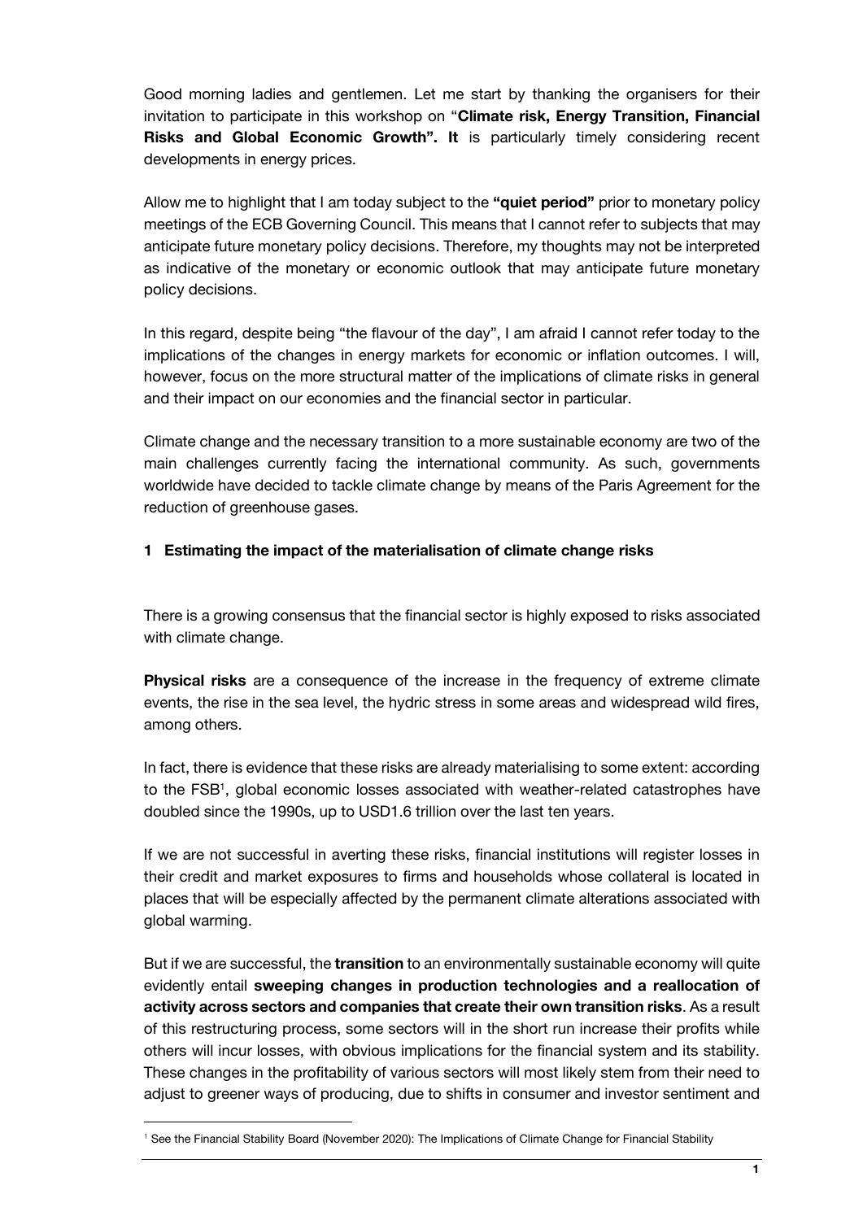Good morning ladies and gentlemen. Let me start by thanking the organisers for their invitation to participate in this workshop on "**Climate risk, Energy Transition, Financial Risks and Global Economic Growth". It** is particularly timely considering recent developments in energy prices.

Allow me to highlight that I am today subject to the **"quiet period"** prior to monetary policy meetings of the ECB Governing Council. This means that I cannot refer to subjects that may anticipate future monetary policy decisions. Therefore, my thoughts may not be interpreted as indicative of the monetary or economic outlook that may anticipate future monetary policy decisions.

In this regard, despite being "the flavour of the day", I am afraid I cannot refer today to the implications of the changes in energy markets for economic or inflation outcomes. I will, however, focus on the more structural matter of the implications of climate risks in general and their impact on our economies and the financial sector in particular.

Climate change and the necessary transition to a more sustainable economy are two of the main challenges currently facing the international community. As such, governments worldwide have decided to tackle climate change by means of the Paris Agreement for the reduction of greenhouse gases.

## 1 Estimating the impact of the materialisation of climate change risks

There is a growing consensus that the financial sector is highly exposed to risks associated with climate change.

**Physical risks** are a consequence of the increase in the frequency of extreme climate events, the rise in the sea level, the hydric stress in some areas and widespread wild fires, among others.

In fact, there is evidence that these risks are already materialising to some extent: according to the FSB[1], global economic losses associated with weather-related catastrophes have doubled since the 1990s, up to USD1.6 trillion over the last ten years.

If we are not successful in averting these risks, financial institutions will register losses in their credit and market exposures to firms and households whose collateral is located in places that will be especially affected by the permanent climate alterations associated with global warming.

But if we are successful, the **transition** to an environmentally sustainable economy will quite evidently entail **sweeping changes in production technologies and a reallocation of activity across sectors and companies that create their own transition risks**. As a result of this restructuring process, some sectors will in the short run increase their profits while others will incur losses, with obvious implications for the financial system and its stability. These changes in the profitability of various sectors will most likely stem from their need to adjust to greener ways of producing, due to shifts in consumer and investor sentiment and

[1] See the Financial Stability Board (November 2020): The Implications of Climate Change for Financial Stability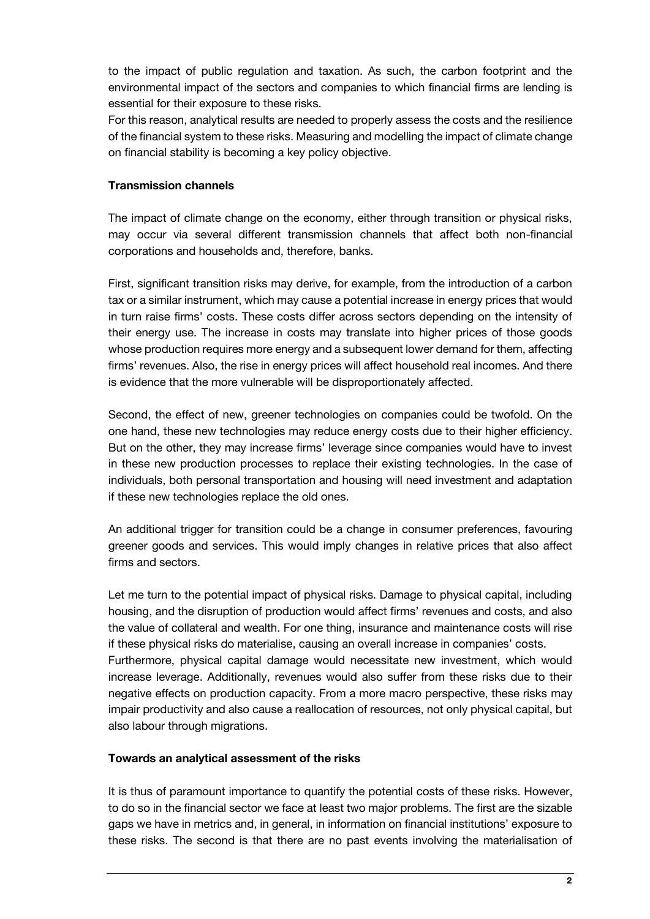to the impact of public regulation and taxation. As such, the carbon footprint and the environmental impact of the sectors and companies to which financial firms are lending is essential for their exposure to these risks.
For this reason, analytical results are needed to properly assess the costs and the resilience of the financial system to these risks. Measuring and modelling the impact of climate change on financial stability is becoming a key policy objective.

**Transmission channels**

The impact of climate change on the economy, either through transition or physical risks, may occur via several different transmission channels that affect both non-financial corporations and households and, therefore, banks.

First, significant transition risks may derive, for example, from the introduction of a carbon tax or a similar instrument, which may cause a potential increase in energy prices that would in turn raise firms' costs. These costs differ across sectors depending on the intensity of their energy use. The increase in costs may translate into higher prices of those goods whose production requires more energy and a subsequent lower demand for them, affecting firms' revenues. Also, the rise in energy prices will affect household real incomes. And there is evidence that the more vulnerable will be disproportionately affected.

Second, the effect of new, greener technologies on companies could be twofold. On the one hand, these new technologies may reduce energy costs due to their higher efficiency. But on the other, they may increase firms' leverage since companies would have to invest in these new production processes to replace their existing technologies. In the case of individuals, both personal transportation and housing will need investment and adaptation if these new technologies replace the old ones.

An additional trigger for transition could be a change in consumer preferences, favouring greener goods and services. This would imply changes in relative prices that also affect firms and sectors.

Let me turn to the potential impact of physical risks. Damage to physical capital, including housing, and the disruption of production would affect firms' revenues and costs, and also the value of collateral and wealth. For one thing, insurance and maintenance costs will rise if these physical risks do materialise, causing an overall increase in companies' costs.
Furthermore, physical capital damage would necessitate new investment, which would increase leverage. Additionally, revenues would also suffer from these risks due to their negative effects on production capacity. From a more macro perspective, these risks may impair productivity and also cause a reallocation of resources, not only physical capital, but also labour through migrations.

**Towards an analytical assessment of the risks**

It is thus of paramount importance to quantify the potential costs of these risks. However, to do so in the financial sector we face at least two major problems. The first are the sizable gaps we have in metrics and, in general, in information on financial institutions' exposure to these risks. The second is that there are no past events involving the materialisation of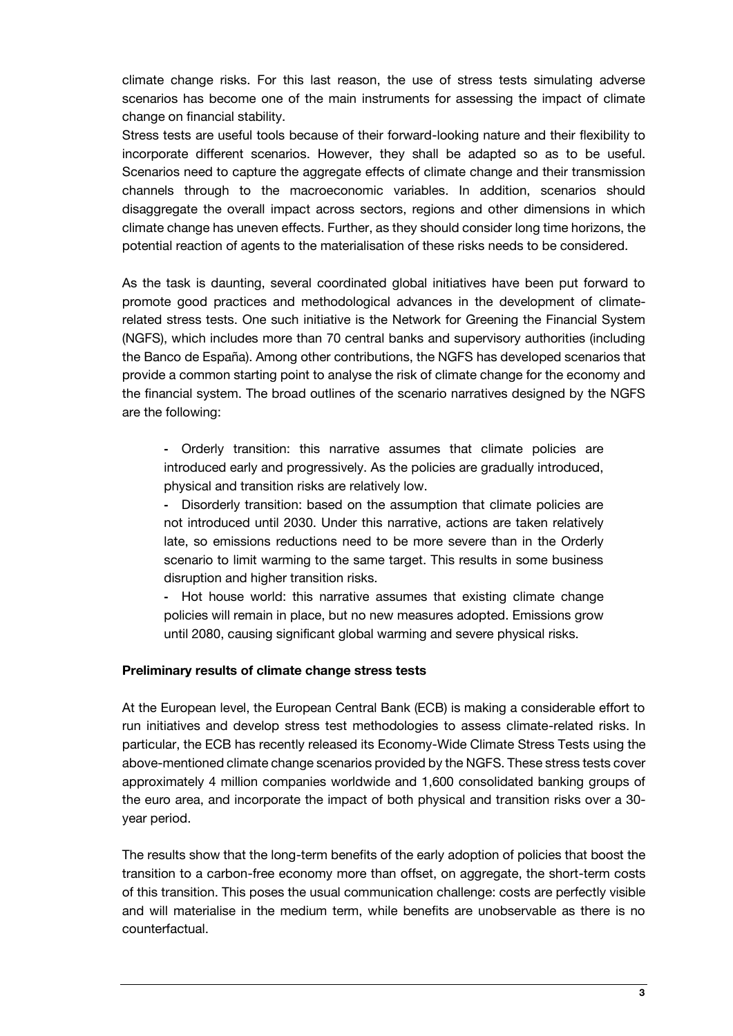climate change risks. For this last reason, the use of stress tests simulating adverse scenarios has become one of the main instruments for assessing the impact of climate change on financial stability.

Stress tests are useful tools because of their forward-looking nature and their flexibility to incorporate different scenarios. However, they shall be adapted so as to be useful. Scenarios need to capture the aggregate effects of climate change and their transmission channels through to the macroeconomic variables. In addition, scenarios should disaggregate the overall impact across sectors, regions and other dimensions in which climate change has uneven effects. Further, as they should consider long time horizons, the potential reaction of agents to the materialisation of these risks needs to be considered.

As the task is daunting, several coordinated global initiatives have been put forward to promote good practices and methodological advances in the development of climate-related stress tests. One such initiative is the Network for Greening the Financial System (NGFS), which includes more than 70 central banks and supervisory authorities (including the Banco de España). Among other contributions, the NGFS has developed scenarios that provide a common starting point to analyse the risk of climate change for the economy and the financial system. The broad outlines of the scenario narratives designed by the NGFS are the following:

- Orderly transition: this narrative assumes that climate policies are introduced early and progressively. As the policies are gradually introduced, physical and transition risks are relatively low.
- Disorderly transition: based on the assumption that climate policies are not introduced until 2030. Under this narrative, actions are taken relatively late, so emissions reductions need to be more severe than in the Orderly scenario to limit warming to the same target. This results in some business disruption and higher transition risks.
- Hot house world: this narrative assumes that existing climate change policies will remain in place, but no new measures adopted. Emissions grow until 2080, causing significant global warming and severe physical risks.

**Preliminary results of climate change stress tests**

At the European level, the European Central Bank (ECB) is making a considerable effort to run initiatives and develop stress test methodologies to assess climate-related risks. In particular, the ECB has recently released its Economy-Wide Climate Stress Tests using the above-mentioned climate change scenarios provided by the NGFS. These stress tests cover approximately 4 million companies worldwide and 1,600 consolidated banking groups of the euro area, and incorporate the impact of both physical and transition risks over a 30-year period.

The results show that the long-term benefits of the early adoption of policies that boost the transition to a carbon-free economy more than offset, on aggregate, the short-term costs of this transition. This poses the usual communication challenge: costs are perfectly visible and will materialise in the medium term, while benefits are unobservable as there is no counterfactual.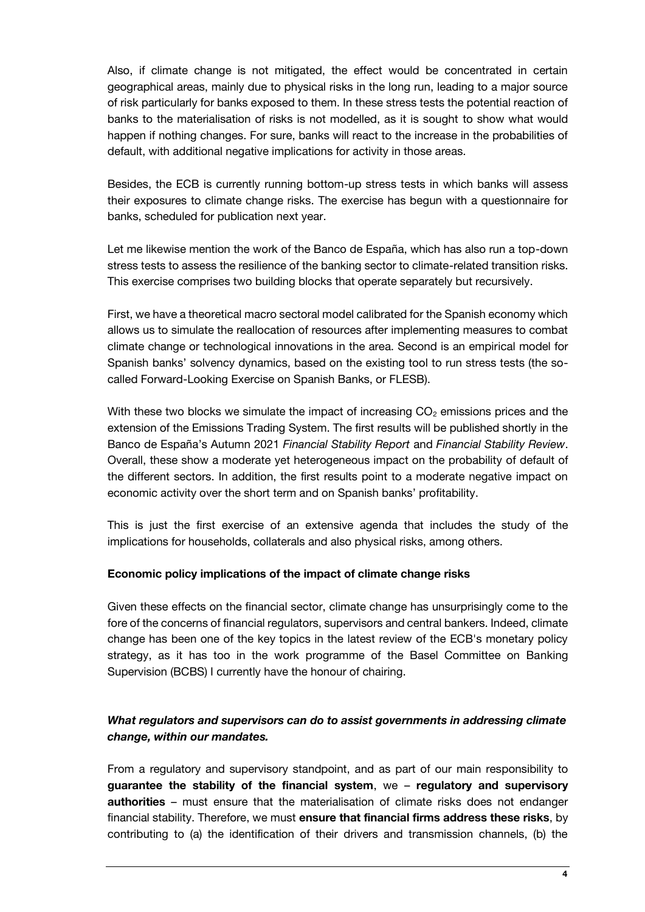Also, if climate change is not mitigated, the effect would be concentrated in certain geographical areas, mainly due to physical risks in the long run, leading to a major source of risk particularly for banks exposed to them. In these stress tests the potential reaction of banks to the materialisation of risks is not modelled, as it is sought to show what would happen if nothing changes. For sure, banks will react to the increase in the probabilities of default, with additional negative implications for activity in those areas.

Besides, the ECB is currently running bottom-up stress tests in which banks will assess their exposures to climate change risks. The exercise has begun with a questionnaire for banks, scheduled for publication next year.

Let me likewise mention the work of the Banco de España, which has also run a top-down stress tests to assess the resilience of the banking sector to climate-related transition risks. This exercise comprises two building blocks that operate separately but recursively.

First, we have a theoretical macro sectoral model calibrated for the Spanish economy which allows us to simulate the reallocation of resources after implementing measures to combat climate change or technological innovations in the area. Second is an empirical model for Spanish banks' solvency dynamics, based on the existing tool to run stress tests (the so-called Forward-Looking Exercise on Spanish Banks, or FLESB).

With these two blocks we simulate the impact of increasing $CO_2$ emissions prices and the extension of the Emissions Trading System. The first results will be published shortly in the Banco de España's Autumn 2021 *Financial Stability Report* and *Financial Stability Review*. Overall, these show a moderate yet heterogeneous impact on the probability of default of the different sectors. In addition, the first results point to a moderate negative impact on economic activity over the short term and on Spanish banks' profitability.

This is just the first exercise of an extensive agenda that includes the study of the implications for households, collaterals and also physical risks, among others.

**Economic policy implications of the impact of climate change risks**

Given these effects on the financial sector, climate change has unsurprisingly come to the fore of the concerns of financial regulators, supervisors and central bankers. Indeed, climate change has been one of the key topics in the latest review of the ECB's monetary policy strategy, as it has too in the work programme of the Basel Committee on Banking Supervision (BCBS) I currently have the honour of chairing.

***What regulators and supervisors can do to assist governments in addressing climate change, within our mandates.***

From a regulatory and supervisory standpoint, and as part of our main responsibility to **guarantee the stability of the financial system**, we – **regulatory and supervisory authorities** – must ensure that the materialisation of climate risks does not endanger financial stability. Therefore, we must **ensure that financial firms address these risks**, by contributing to (a) the identification of their drivers and transmission channels, (b) the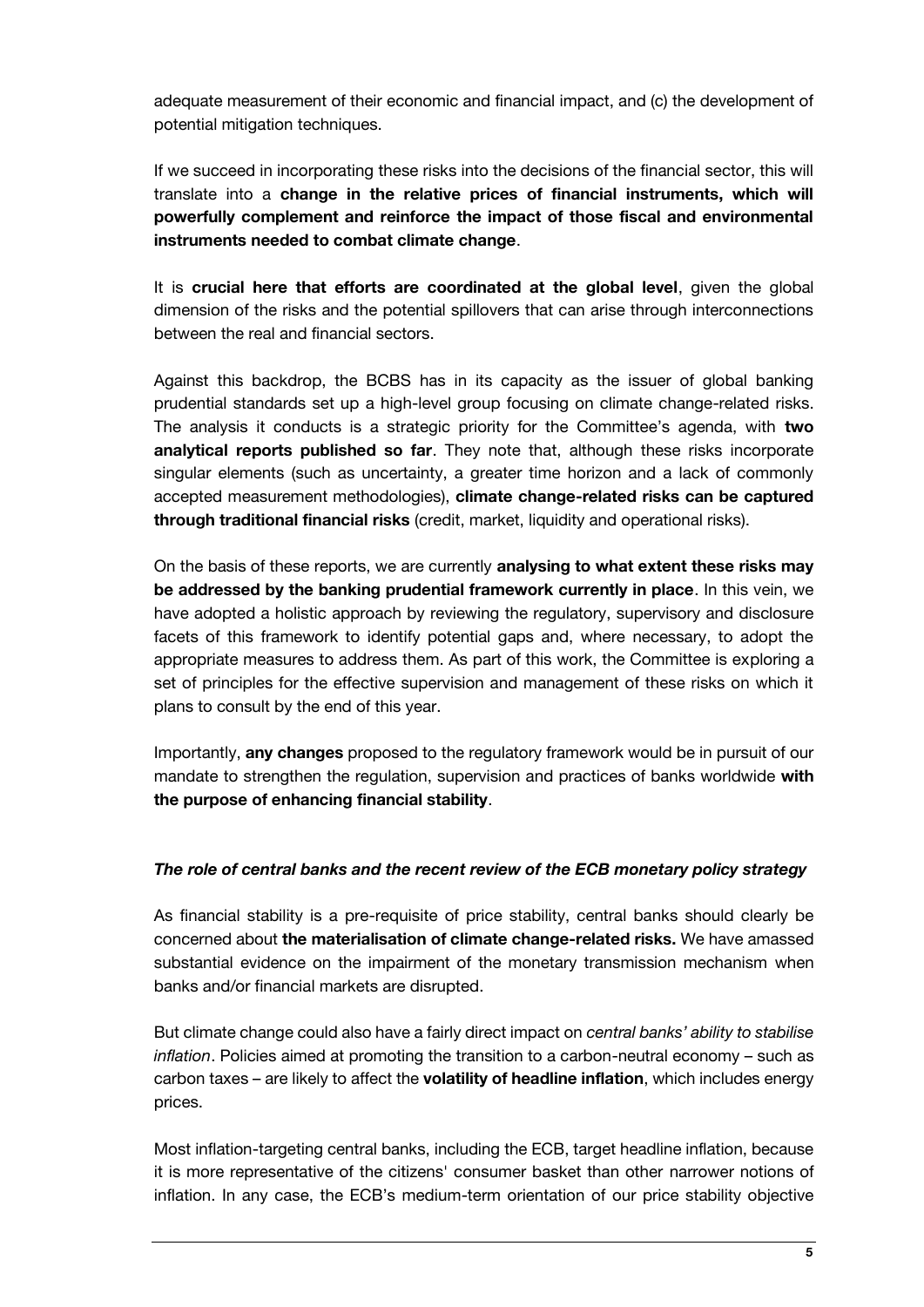adequate measurement of their economic and financial impact, and (c) the development of potential mitigation techniques.

If we succeed in incorporating these risks into the decisions of the financial sector, this will translate into a **change in the relative prices of financial instruments, which will powerfully complement and reinforce the impact of those fiscal and environmental instruments needed to combat climate change**.

It is **crucial here that efforts are coordinated at the global level**, given the global dimension of the risks and the potential spillovers that can arise through interconnections between the real and financial sectors.

Against this backdrop, the BCBS has in its capacity as the issuer of global banking prudential standards set up a high-level group focusing on climate change-related risks. The analysis it conducts is a strategic priority for the Committee's agenda, with **two analytical reports published so far**. They note that, although these risks incorporate singular elements (such as uncertainty, a greater time horizon and a lack of commonly accepted measurement methodologies), **climate change-related risks can be captured through traditional financial risks** (credit, market, liquidity and operational risks).

On the basis of these reports, we are currently **analysing to what extent these risks may be addressed by the banking prudential framework currently in place**. In this vein, we have adopted a holistic approach by reviewing the regulatory, supervisory and disclosure facets of this framework to identify potential gaps and, where necessary, to adopt the appropriate measures to address them. As part of this work, the Committee is exploring a set of principles for the effective supervision and management of these risks on which it plans to consult by the end of this year.

Importantly, **any changes** proposed to the regulatory framework would be in pursuit of our mandate to strengthen the regulation, supervision and practices of banks worldwide **with the purpose of enhancing financial stability**.

### *The role of central banks and the recent review of the ECB monetary policy strategy*

As financial stability is a pre-requisite of price stability, central banks should clearly be concerned about **the materialisation of climate change-related risks.** We have amassed substantial evidence on the impairment of the monetary transmission mechanism when banks and/or financial markets are disrupted.

But climate change could also have a fairly direct impact on *central banks' ability to stabilise inflation*. Policies aimed at promoting the transition to a carbon-neutral economy – such as carbon taxes – are likely to affect the **volatility of headline inflation**, which includes energy prices.

Most inflation-targeting central banks, including the ECB, target headline inflation, because it is more representative of the citizens' consumer basket than other narrower notions of inflation. In any case, the ECB's medium-term orientation of our price stability objective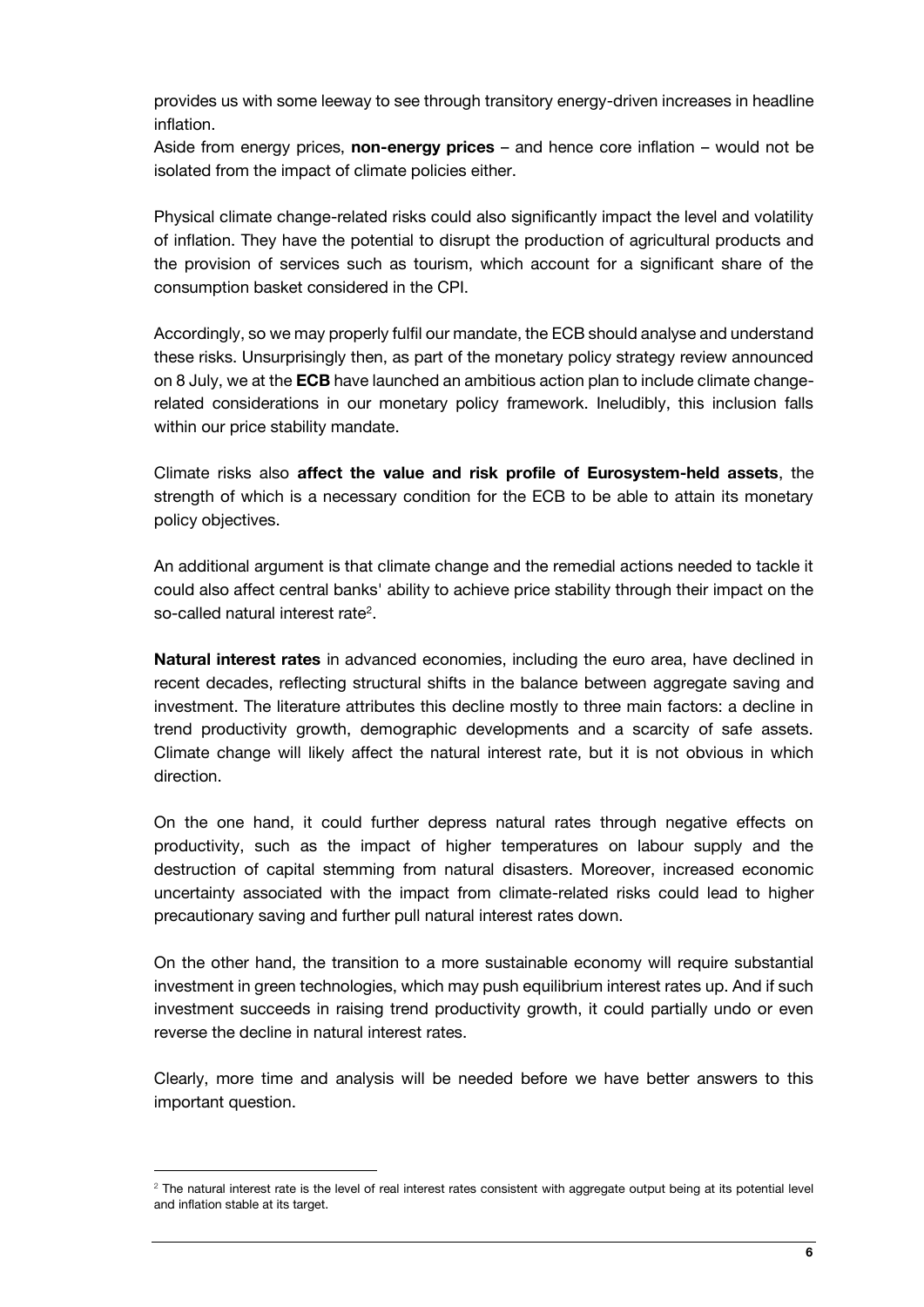provides us with some leeway to see through transitory energy-driven increases in headline inflation.

Aside from energy prices, **non-energy prices** – and hence core inflation – would not be isolated from the impact of climate policies either.

Physical climate change-related risks could also significantly impact the level and volatility of inflation. They have the potential to disrupt the production of agricultural products and the provision of services such as tourism, which account for a significant share of the consumption basket considered in the CPI.

Accordingly, so we may properly fulfil our mandate, the ECB should analyse and understand these risks. Unsurprisingly then, as part of the monetary policy strategy review announced on 8 July, we at the **ECB** have launched an ambitious action plan to include climate change-related considerations in our monetary policy framework. Ineludibly, this inclusion falls within our price stability mandate.

Climate risks also **affect the value and risk profile of Eurosystem-held assets**, the strength of which is a necessary condition for the ECB to be able to attain its monetary policy objectives.

An additional argument is that climate change and the remedial actions needed to tackle it could also affect central banks' ability to achieve price stability through their impact on the so-called natural interest rate[2].

**Natural interest rates** in advanced economies, including the euro area, have declined in recent decades, reflecting structural shifts in the balance between aggregate saving and investment. The literature attributes this decline mostly to three main factors: a decline in trend productivity growth, demographic developments and a scarcity of safe assets. Climate change will likely affect the natural interest rate, but it is not obvious in which direction.

On the one hand, it could further depress natural rates through negative effects on productivity, such as the impact of higher temperatures on labour supply and the destruction of capital stemming from natural disasters. Moreover, increased economic uncertainty associated with the impact from climate-related risks could lead to higher precautionary saving and further pull natural interest rates down.

On the other hand, the transition to a more sustainable economy will require substantial investment in green technologies, which may push equilibrium interest rates up. And if such investment succeeds in raising trend productivity growth, it could partially undo or even reverse the decline in natural interest rates.

Clearly, more time and analysis will be needed before we have better answers to this important question.

---

[2] The natural interest rate is the level of real interest rates consistent with aggregate output being at its potential level and inflation stable at its target.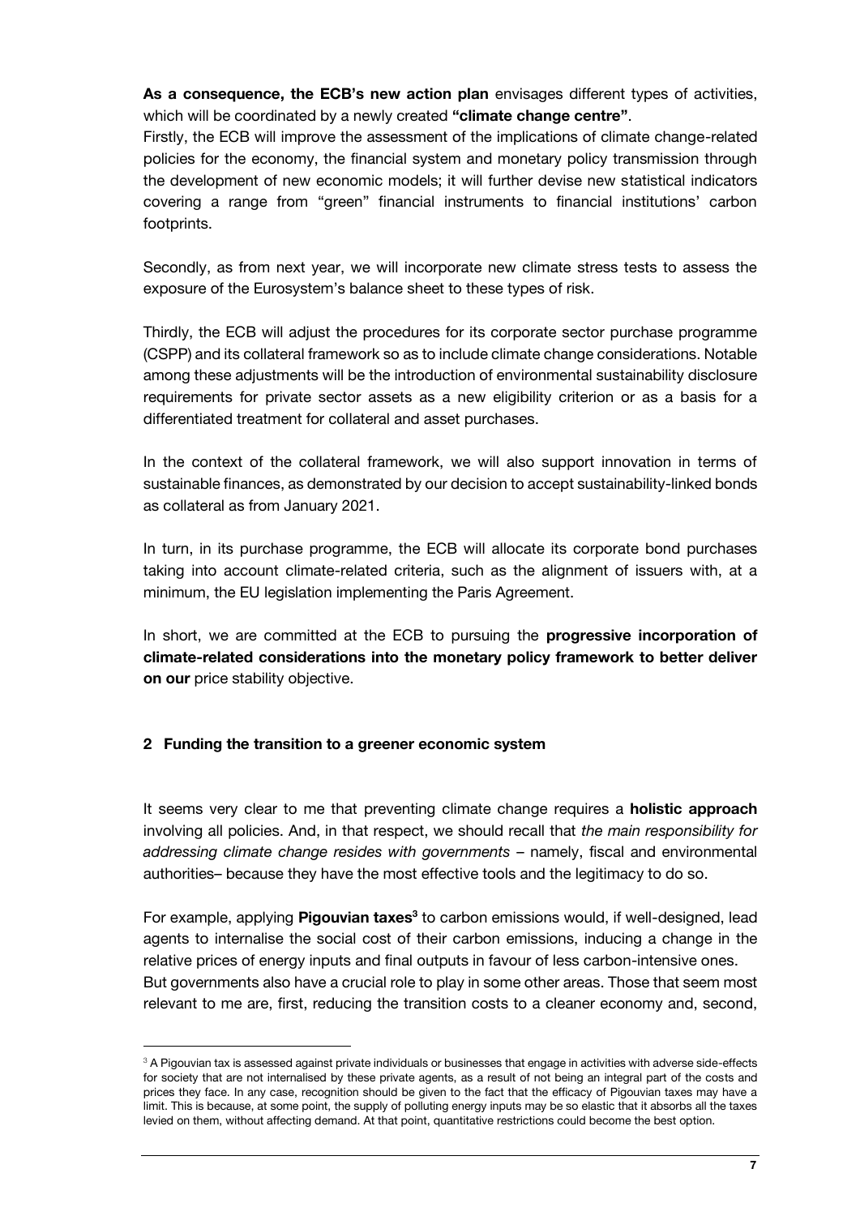**As a consequence, the ECB's new action plan** envisages different types of activities, which will be coordinated by a newly created **"climate change centre"**.

Firstly, the ECB will improve the assessment of the implications of climate change-related policies for the economy, the financial system and monetary policy transmission through the development of new economic models; it will further devise new statistical indicators covering a range from "green" financial instruments to financial institutions' carbon footprints.

Secondly, as from next year, we will incorporate new climate stress tests to assess the exposure of the Eurosystem's balance sheet to these types of risk.

Thirdly, the ECB will adjust the procedures for its corporate sector purchase programme (CSPP) and its collateral framework so as to include climate change considerations. Notable among these adjustments will be the introduction of environmental sustainability disclosure requirements for private sector assets as a new eligibility criterion or as a basis for a differentiated treatment for collateral and asset purchases.

In the context of the collateral framework, we will also support innovation in terms of sustainable finances, as demonstrated by our decision to accept sustainability-linked bonds as collateral as from January 2021.

In turn, in its purchase programme, the ECB will allocate its corporate bond purchases taking into account climate-related criteria, such as the alignment of issuers with, at a minimum, the EU legislation implementing the Paris Agreement.

In short, we are committed at the ECB to pursuing the **progressive incorporation of climate-related considerations into the monetary policy framework to better deliver on our** price stability objective.

## 2 Funding the transition to a greener economic system

It seems very clear to me that preventing climate change requires a **holistic approach** involving all policies. And, in that respect, we should recall that *the main responsibility for addressing climate change resides with governments* – namely, fiscal and environmental authorities– because they have the most effective tools and the legitimacy to do so.

For example, applying **Pigouvian taxes**[3] to carbon emissions would, if well-designed, lead agents to internalise the social cost of their carbon emissions, inducing a change in the relative prices of energy inputs and final outputs in favour of less carbon-intensive ones.
But governments also have a crucial role to play in some other areas. Those that seem most relevant to me are, first, reducing the transition costs to a cleaner economy and, second,

[3] A Pigouvian tax is assessed against private individuals or businesses that engage in activities with adverse side-effects for society that are not internalised by these private agents, as a result of not being an integral part of the costs and prices they face. In any case, recognition should be given to the fact that the efficacy of Pigouvian taxes may have a limit. This is because, at some point, the supply of polluting energy inputs may be so elastic that it absorbs all the taxes levied on them, without affecting demand. At that point, quantitative restrictions could become the best option.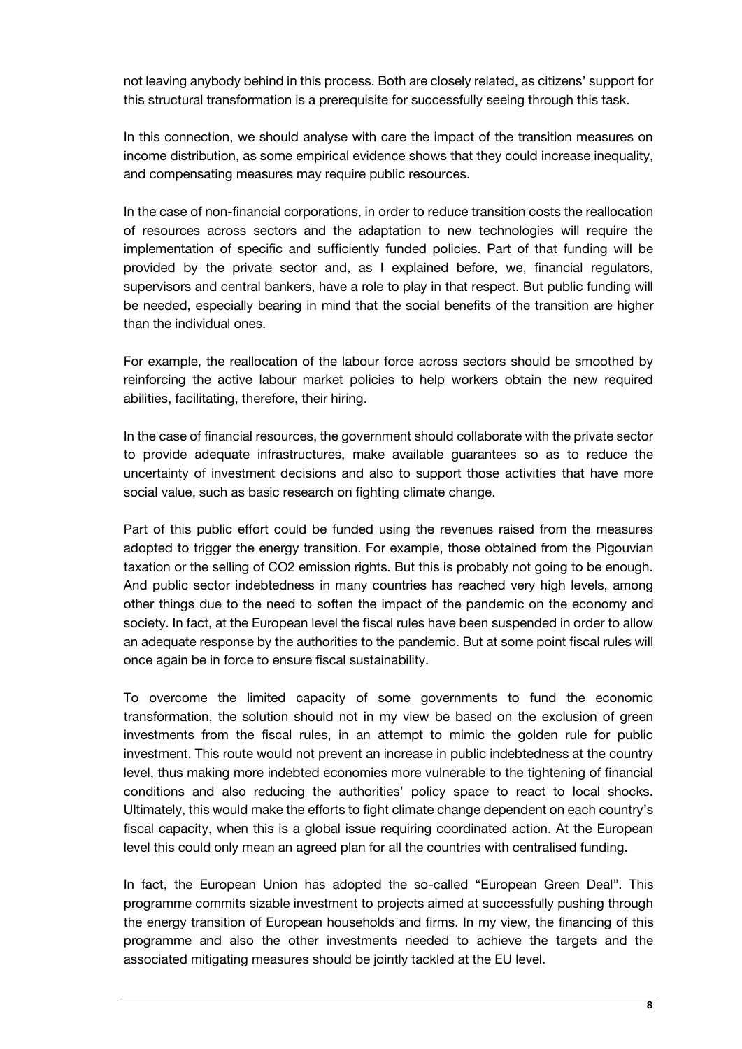not leaving anybody behind in this process. Both are closely related, as citizens' support for this structural transformation is a prerequisite for successfully seeing through this task.

In this connection, we should analyse with care the impact of the transition measures on income distribution, as some empirical evidence shows that they could increase inequality, and compensating measures may require public resources.

In the case of non-financial corporations, in order to reduce transition costs the reallocation of resources across sectors and the adaptation to new technologies will require the implementation of specific and sufficiently funded policies. Part of that funding will be provided by the private sector and, as I explained before, we, financial regulators, supervisors and central bankers, have a role to play in that respect. But public funding will be needed, especially bearing in mind that the social benefits of the transition are higher than the individual ones.

For example, the reallocation of the labour force across sectors should be smoothed by reinforcing the active labour market policies to help workers obtain the new required abilities, facilitating, therefore, their hiring.

In the case of financial resources, the government should collaborate with the private sector to provide adequate infrastructures, make available guarantees so as to reduce the uncertainty of investment decisions and also to support those activities that have more social value, such as basic research on fighting climate change.

Part of this public effort could be funded using the revenues raised from the measures adopted to trigger the energy transition. For example, those obtained from the Pigouvian taxation or the selling of $CO_2$ emission rights. But this is probably not going to be enough. And public sector indebtedness in many countries has reached very high levels, among other things due to the need to soften the impact of the pandemic on the economy and society. In fact, at the European level the fiscal rules have been suspended in order to allow an adequate response by the authorities to the pandemic. But at some point fiscal rules will once again be in force to ensure fiscal sustainability.

To overcome the limited capacity of some governments to fund the economic transformation, the solution should not in my view be based on the exclusion of green investments from the fiscal rules, in an attempt to mimic the golden rule for public investment. This route would not prevent an increase in public indebtedness at the country level, thus making more indebted economies more vulnerable to the tightening of financial conditions and also reducing the authorities' policy space to react to local shocks. Ultimately, this would make the efforts to fight climate change dependent on each country's fiscal capacity, when this is a global issue requiring coordinated action. At the European level this could only mean an agreed plan for all the countries with centralised funding.

In fact, the European Union has adopted the so-called "European Green Deal". This programme commits sizable investment to projects aimed at successfully pushing through the energy transition of European households and firms. In my view, the financing of this programme and also the other investments needed to achieve the targets and the associated mitigating measures should be jointly tackled at the EU level.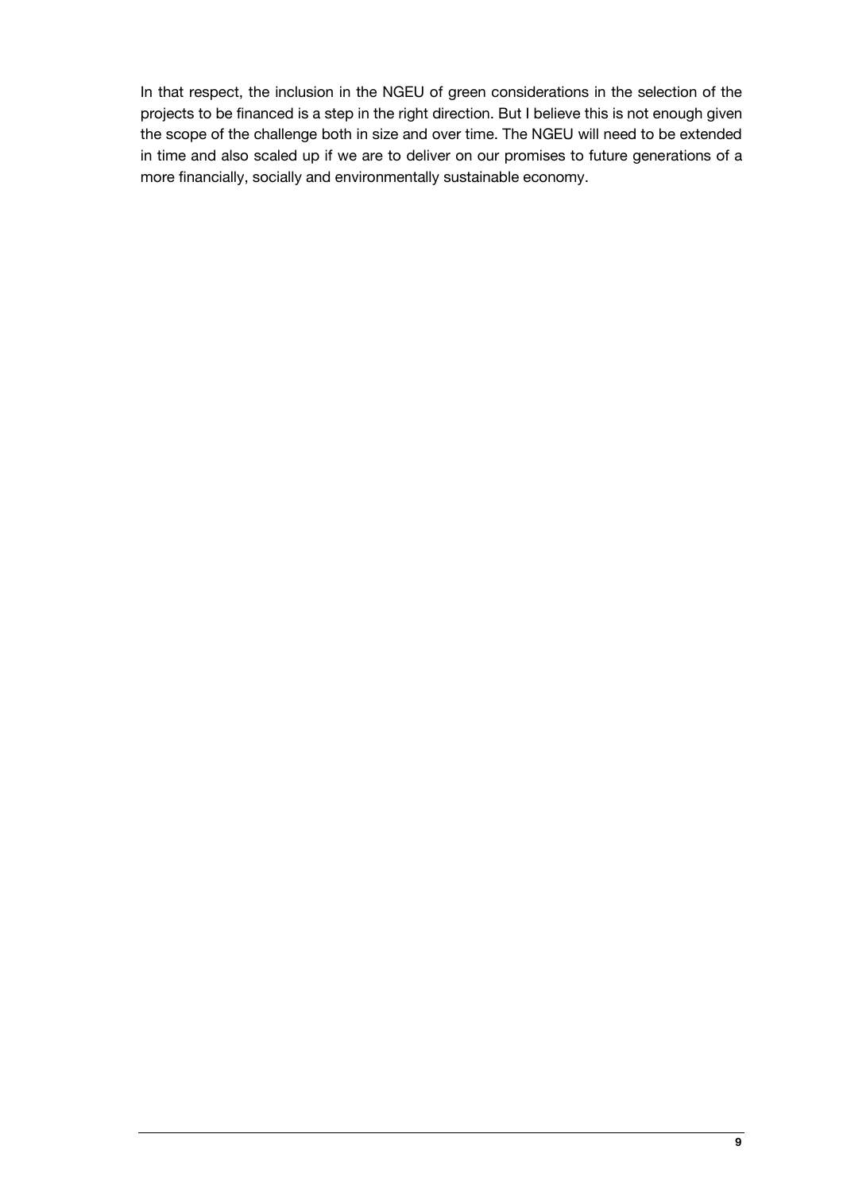In that respect, the inclusion in the NGEU of green considerations in the selection of the projects to be financed is a step in the right direction. But I believe this is not enough given the scope of the challenge both in size and over time. The NGEU will need to be extended in time and also scaled up if we are to deliver on our promises to future generations of a more financially, socially and environmentally sustainable economy.